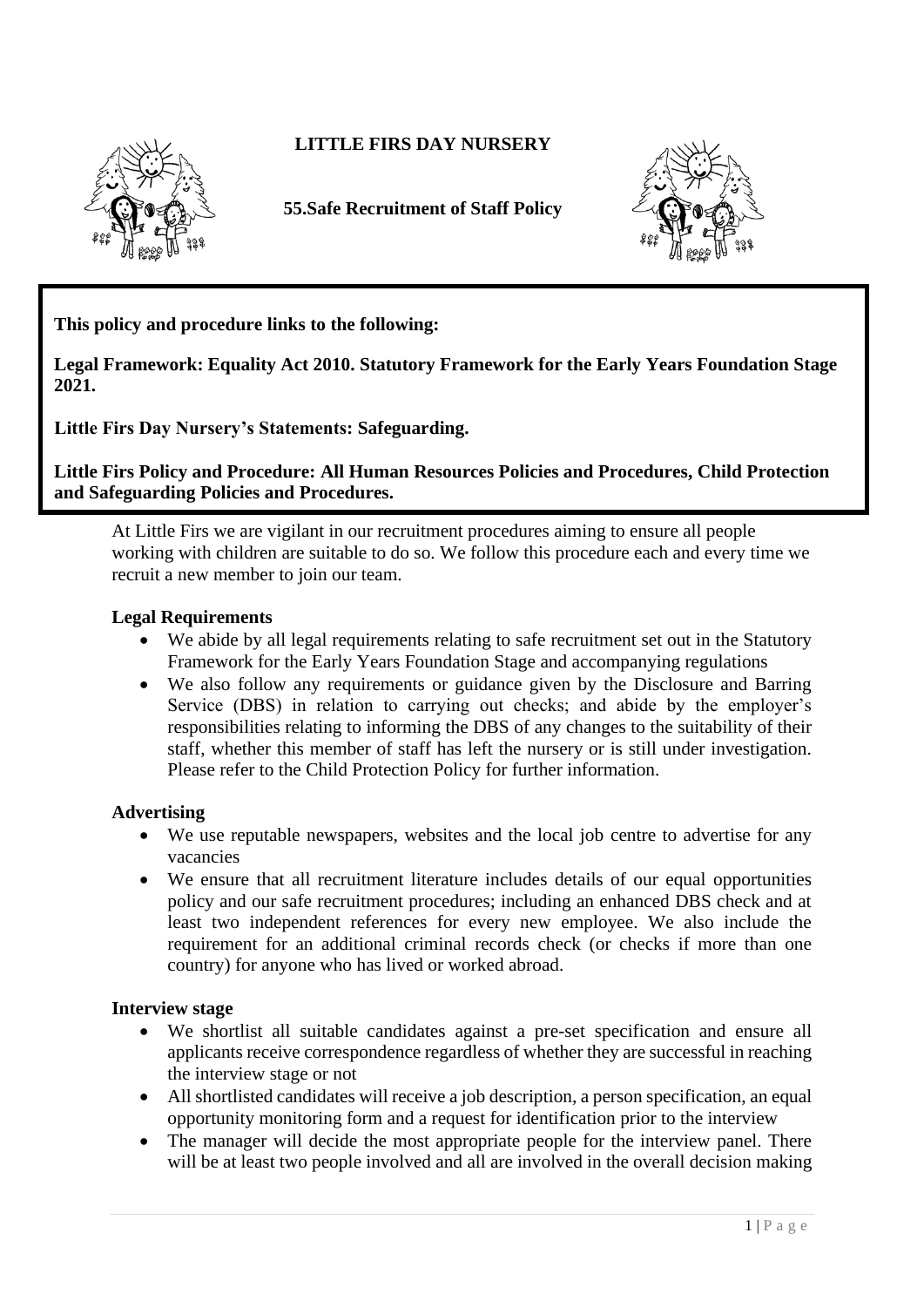# LITTLE FIRS DAY NURSERY

## 55.Safe Recruitment of Staff Policy

**This policy and procedure links to the following:**

**Legal Framework: Equality Act 2010. Statutory Framework for the Early Years Foundation Stage 2021.**

**Little Firs Day Nursery's Statements: Safeguarding.**

**Little Firs Policy and Procedure: All Human Resources Policies and Procedures, Child Protection and Safeguarding Policies and Procedures.**

At Little Firs we are vigilant in our recruitment procedures aiming to ensure all people working with children are suitable to do so. We follow this procedure each and every time we recruit a new member to join our team.

### Legal Requirements

- We abide by all legal requirements relating to safe recruitment set out in the Statutory Framework for the Early Years Foundation Stage and accompanying regulations
- We also follow any requirements or guidance given by the Disclosure and Barring Service (DBS) in relation to carrying out checks; and abide by the employer's responsibilities relating to informing the DBS of any changes to the suitability of their staff, whether this member of staff has left the nursery or is still under investigation. Please refer to the Child Protection Policy for further information.

### Advertising

- We use reputable newspapers, websites and the local job centre to advertise for any vacancies
- We ensure that all recruitment literature includes details of our equal opportunities policy and our safe recruitment procedures; including an enhanced DBS check and at least two independent references for every new employee. We also include the requirement for an additional criminal records check (or checks if more than one country) for anyone who has lived or worked abroad.

### Interview stage

- We shortlist all suitable candidates against a pre-set specification and ensure all applicants receive correspondence regardless of whether they are successful in reaching the interview stage or not
- All shortlisted candidates will receive a job description, a person specification, an equal opportunity monitoring form and a request for identification prior to the interview
- The manager will decide the most appropriate people for the interview panel. There will be at least two people involved and all are involved in the overall decision making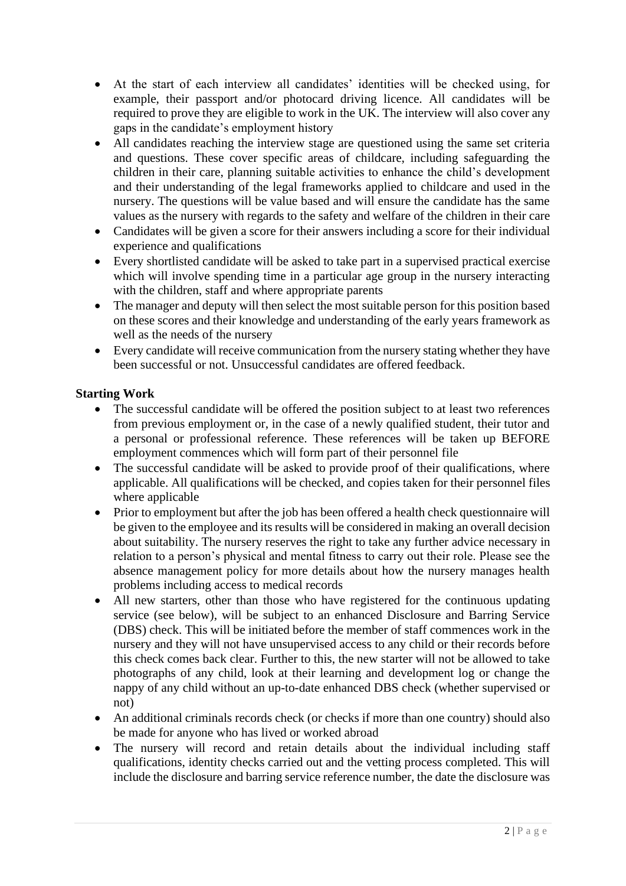- At the start of each interview all candidates' identities will be checked using, for example, their passport and/or photocard driving licence. All candidates will be required to prove they are eligible to work in the UK. The interview will also cover any gaps in the candidate's employment history
- All candidates reaching the interview stage are questioned using the same set criteria and questions. These cover specific areas of childcare, including safeguarding the children in their care, planning suitable activities to enhance the child's development and their understanding of the legal frameworks applied to childcare and used in the nursery. The questions will be value based and will ensure the candidate has the same values as the nursery with regards to the safety and welfare of the children in their care
- Candidates will be given a score for their answers including a score for their individual experience and qualifications
- Every shortlisted candidate will be asked to take part in a supervised practical exercise which will involve spending time in a particular age group in the nursery interacting with the children, staff and where appropriate parents
- The manager and deputy will then select the most suitable person for this position based on these scores and their knowledge and understanding of the early years framework as well as the needs of the nursery
- Every candidate will receive communication from the nursery stating whether they have been successful or not. Unsuccessful candidates are offered feedback.

**Starting Work**

- The successful candidate will be offered the position subject to at least two references from previous employment or, in the case of a newly qualified student, their tutor and a personal or professional reference. These references will be taken up BEFORE employment commences which will form part of their personnel file
- The successful candidate will be asked to provide proof of their qualifications, where applicable. All qualifications will be checked, and copies taken for their personnel files where applicable
- Prior to employment but after the job has been offered a health check questionnaire will be given to the employee and its results will be considered in making an overall decision about suitability. The nursery reserves the right to take any further advice necessary in relation to a person's physical and mental fitness to carry out their role. Please see the absence management policy for more details about how the nursery manages health problems including access to medical records
- All new starters, other than those who have registered for the continuous updating service (see below), will be subject to an enhanced Disclosure and Barring Service (DBS) check. This will be initiated before the member of staff commences work in the nursery and they will not have unsupervised access to any child or their records before this check comes back clear. Further to this, the new starter will not be allowed to take photographs of any child, look at their learning and development log or change the nappy of any child without an up-to-date enhanced DBS check (whether supervised or not)
- An additional criminals records check (or checks if more than one country) should also be made for anyone who has lived or worked abroad
- The nursery will record and retain details about the individual including staff qualifications, identity checks carried out and the vetting process completed. This will include the disclosure and barring service reference number, the date the disclosure was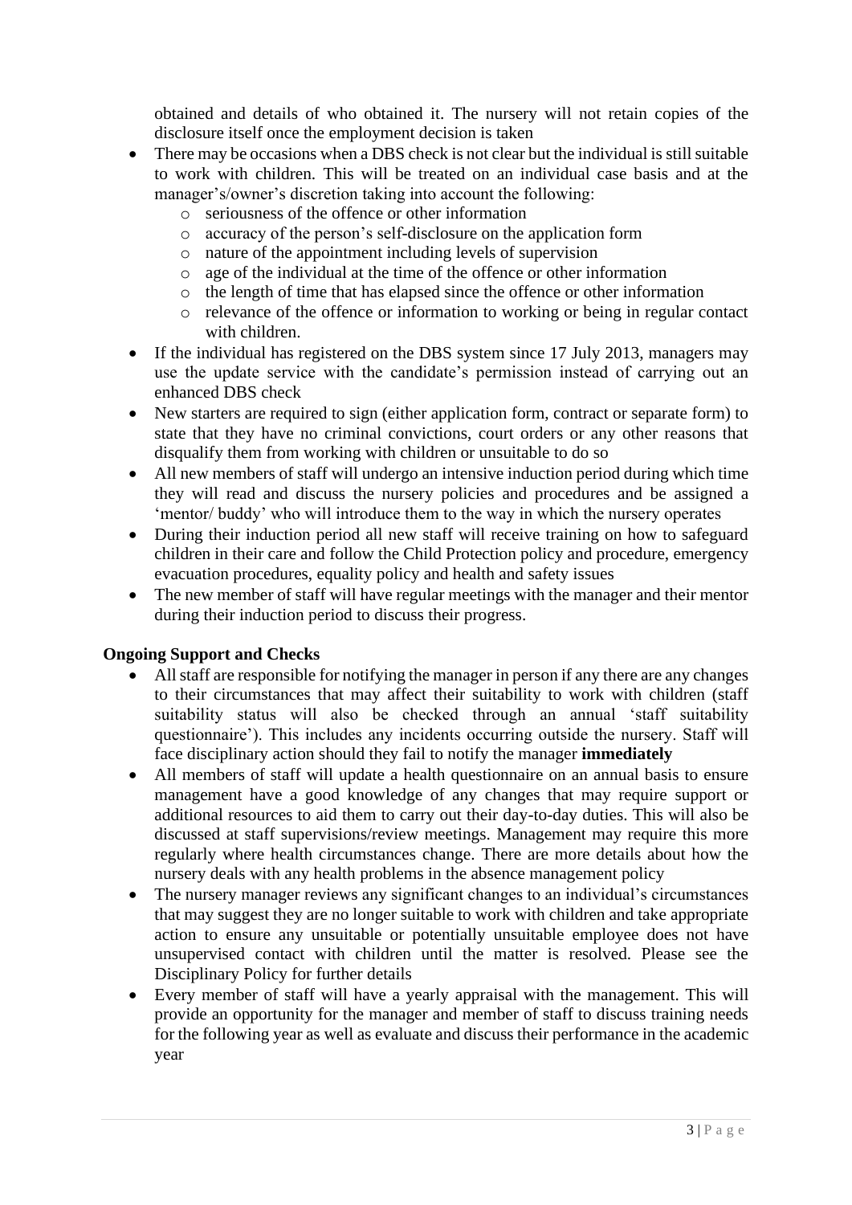obtained and details of who obtained it. The nursery will not retain copies of the disclosure itself once the employment decision is taken

- There may be occasions when a DBS check is not clear but the individual is still suitable to work with children. This will be treated on an individual case basis and at the manager's/owner's discretion taking into account the following:
  - seriousness of the offence or other information
  - accuracy of the person's self-disclosure on the application form
  - nature of the appointment including levels of supervision
  - age of the individual at the time of the offence or other information
  - the length of time that has elapsed since the offence or other information
  - relevance of the offence or information to working or being in regular contact with children.
- If the individual has registered on the DBS system since 17 July 2013, managers may use the update service with the candidate's permission instead of carrying out an enhanced DBS check
- New starters are required to sign (either application form, contract or separate form) to state that they have no criminal convictions, court orders or any other reasons that disqualify them from working with children or unsuitable to do so
- All new members of staff will undergo an intensive induction period during which time they will read and discuss the nursery policies and procedures and be assigned a 'mentor/ buddy' who will introduce them to the way in which the nursery operates
- During their induction period all new staff will receive training on how to safeguard children in their care and follow the Child Protection policy and procedure, emergency evacuation procedures, equality policy and health and safety issues
- The new member of staff will have regular meetings with the manager and their mentor during their induction period to discuss their progress.

**Ongoing Support and Checks**

- All staff are responsible for notifying the manager in person if any there are any changes to their circumstances that may affect their suitability to work with children (staff suitability status will also be checked through an annual 'staff suitability questionnaire'). This includes any incidents occurring outside the nursery. Staff will face disciplinary action should they fail to notify the manager **immediately**
- All members of staff will update a health questionnaire on an annual basis to ensure management have a good knowledge of any changes that may require support or additional resources to aid them to carry out their day-to-day duties. This will also be discussed at staff supervisions/review meetings. Management may require this more regularly where health circumstances change. There are more details about how the nursery deals with any health problems in the absence management policy
- The nursery manager reviews any significant changes to an individual's circumstances that may suggest they are no longer suitable to work with children and take appropriate action to ensure any unsuitable or potentially unsuitable employee does not have unsupervised contact with children until the matter is resolved. Please see the Disciplinary Policy for further details
- Every member of staff will have a yearly appraisal with the management. This will provide an opportunity for the manager and member of staff to discuss training needs for the following year as well as evaluate and discuss their performance in the academic year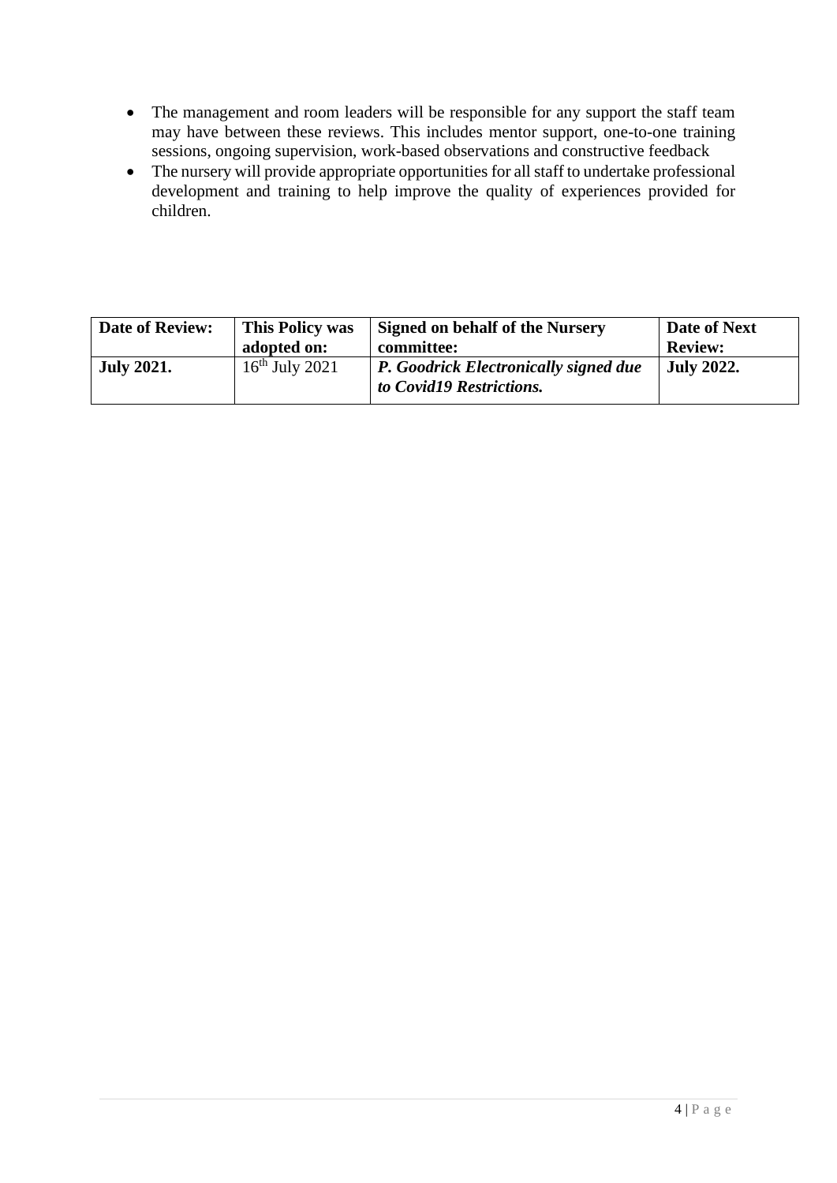- The management and room leaders will be responsible for any support the staff team may have between these reviews. This includes mentor support, one-to-one training sessions, ongoing supervision, work-based observations and constructive feedback
- The nursery will provide appropriate opportunities for all staff to undertake professional development and training to help improve the quality of experiences provided for children.

| **Date of Review:** | **This Policy was adopted on:** | **Signed on behalf of the Nursery committee:** | **Date of Next Review:** |
|---|---|---|---|
| **July 2021.** | 16th July 2021 | ***P. Goodrick Electronically signed due to Covid19 Restrictions.*** | **July 2022.** |